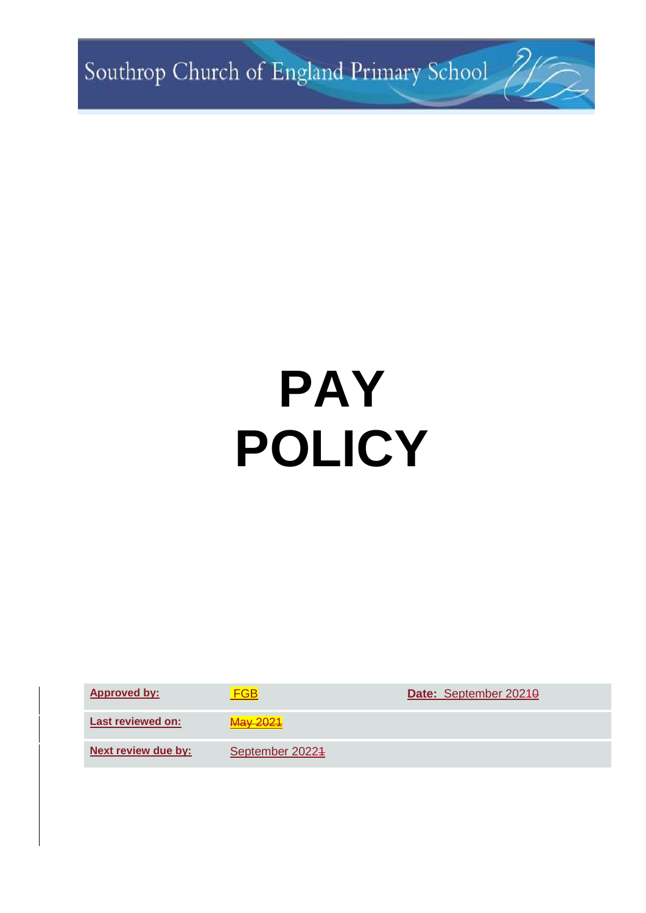Southrop Church of England Primary School

# PAY POLICY

| **Approved by:** | FGB | **Date:** September 20210 |
|---|---|---|
| **Last reviewed on:** | May 2021 | |
| **Next review due by:** | September 20221 | |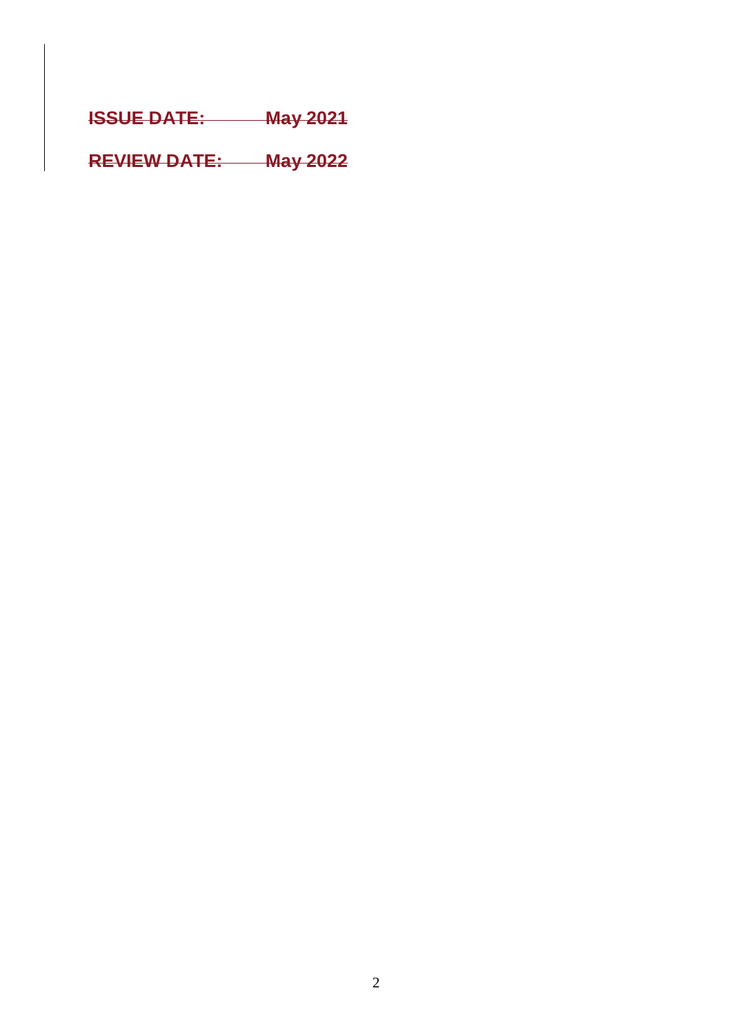~~**ISSUE DATE: May 2021**~~

~~**REVIEW DATE: May 2022**~~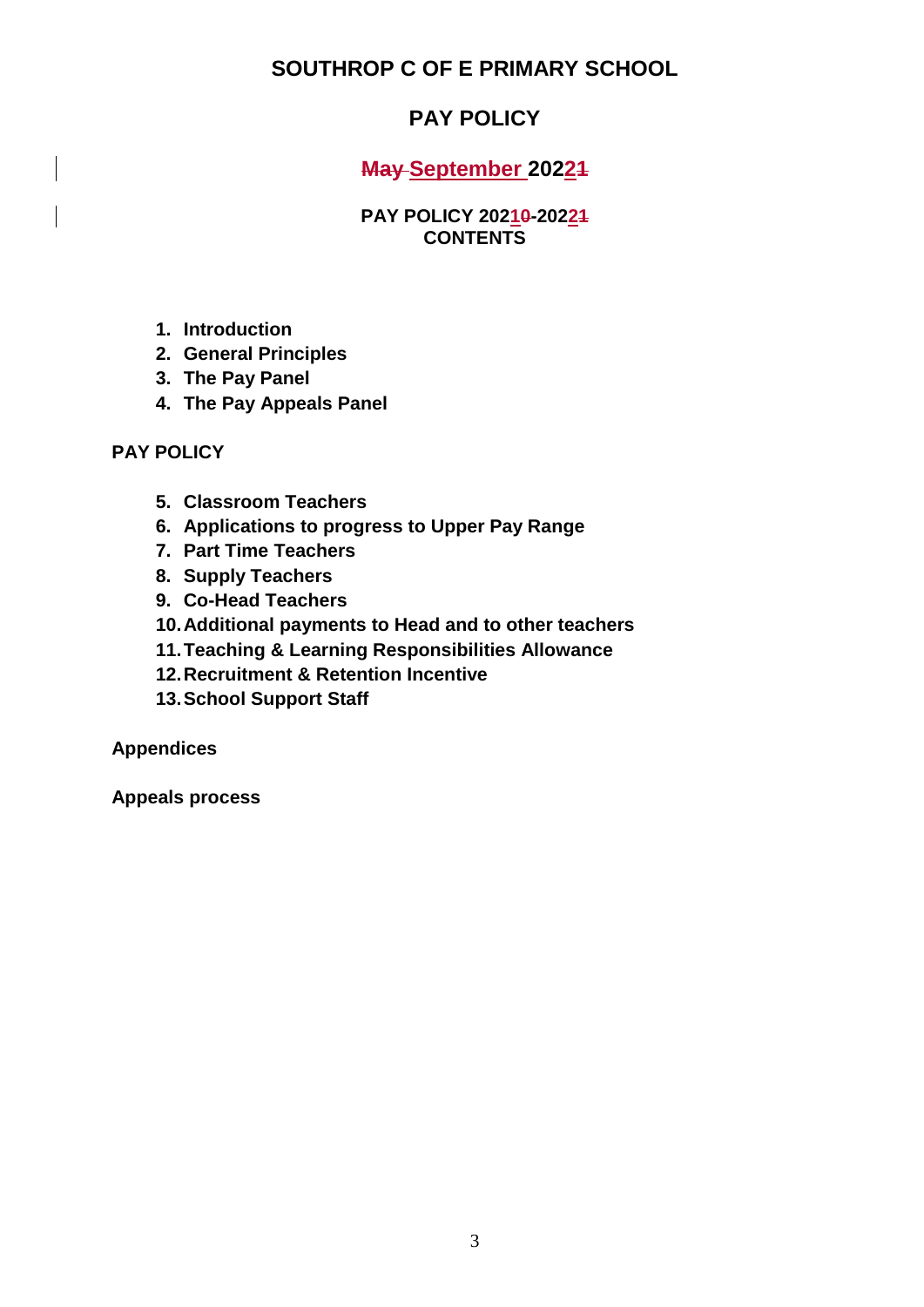# SOUTHROP C OF E PRIMARY SCHOOL

## PAY POLICY

### ~~May~~ September 2022~~1~~

**PAY POLICY 2021~~0~~-2022~~1~~**
**CONTENTS**

1. **Introduction**
2. **General Principles**
3. **The Pay Panel**
4. **The Pay Appeals Panel**

**PAY POLICY**

5. **Classroom Teachers**
6. **Applications to progress to Upper Pay Range**
7. **Part Time Teachers**
8. **Supply Teachers**
9. **Co-Head Teachers**
10. **Additional payments to Head and to other teachers**
11. **Teaching & Learning Responsibilities Allowance**
12. **Recruitment & Retention Incentive**
13. **School Support Staff**

**Appendices**

**Appeals process**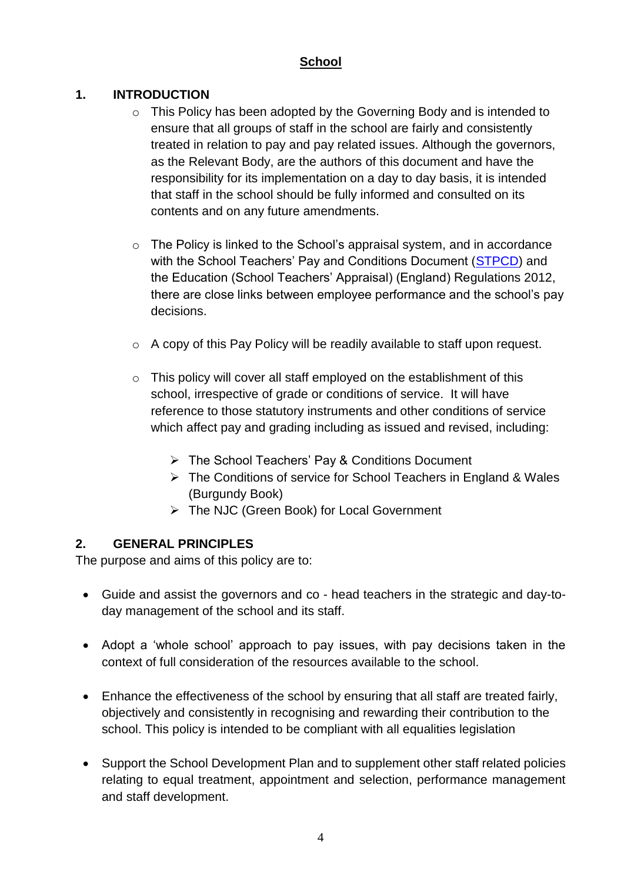**School**

## 1. INTRODUCTION

- This Policy has been adopted by the Governing Body and is intended to ensure that all groups of staff in the school are fairly and consistently treated in relation to pay and pay related issues. Although the governors, as the Relevant Body, are the authors of this document and have the responsibility for its implementation on a day to day basis, it is intended that staff in the school should be fully informed and consulted on its contents and on any future amendments.

- The Policy is linked to the School's appraisal system, and in accordance with the School Teachers' Pay and Conditions Document (STPCD) and the Education (School Teachers' Appraisal) (England) Regulations 2012, there are close links between employee performance and the school's pay decisions.

- A copy of this Pay Policy will be readily available to staff upon request.

- This policy will cover all staff employed on the establishment of this school, irrespective of grade or conditions of service. It will have reference to those statutory instruments and other conditions of service which affect pay and grading including as issued and revised, including:

  - The School Teachers' Pay & Conditions Document
  - The Conditions of service for School Teachers in England & Wales (Burgundy Book)
  - The NJC (Green Book) for Local Government

## 2. GENERAL PRINCIPLES

The purpose and aims of this policy are to:

- Guide and assist the governors and co - head teachers in the strategic and day-to-day management of the school and its staff.

- Adopt a 'whole school' approach to pay issues, with pay decisions taken in the context of full consideration of the resources available to the school.

- Enhance the effectiveness of the school by ensuring that all staff are treated fairly, objectively and consistently in recognising and rewarding their contribution to the school. This policy is intended to be compliant with all equalities legislation

- Support the School Development Plan and to supplement other staff related policies relating to equal treatment, appointment and selection, performance management and staff development.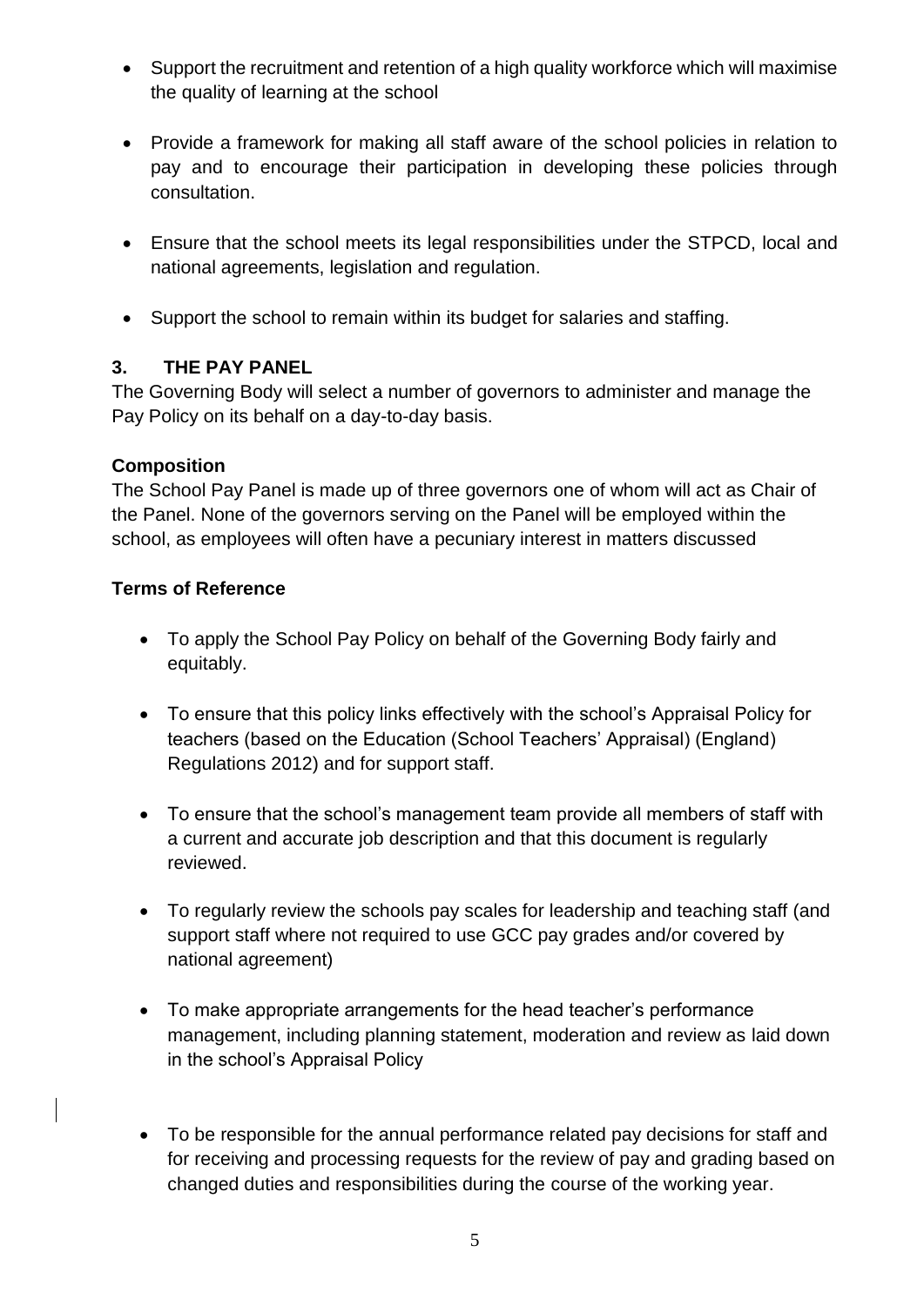- Support the recruitment and retention of a high quality workforce which will maximise the quality of learning at the school

- Provide a framework for making all staff aware of the school policies in relation to pay and to encourage their participation in developing these policies through consultation.

- Ensure that the school meets its legal responsibilities under the STPCD, local and national agreements, legislation and regulation.

- Support the school to remain within its budget for salaries and staffing.

## 3. THE PAY PANEL

The Governing Body will select a number of governors to administer and manage the Pay Policy on its behalf on a day-to-day basis.

### Composition

The School Pay Panel is made up of three governors one of whom will act as Chair of the Panel. None of the governors serving on the Panel will be employed within the school, as employees will often have a pecuniary interest in matters discussed

### Terms of Reference

- To apply the School Pay Policy on behalf of the Governing Body fairly and equitably.

- To ensure that this policy links effectively with the school's Appraisal Policy for teachers (based on the Education (School Teachers' Appraisal) (England) Regulations 2012) and for support staff.

- To ensure that the school's management team provide all members of staff with a current and accurate job description and that this document is regularly reviewed.

- To regularly review the schools pay scales for leadership and teaching staff (and support staff where not required to use GCC pay grades and/or covered by national agreement)

- To make appropriate arrangements for the head teacher's performance management, including planning statement, moderation and review as laid down in the school's Appraisal Policy

- To be responsible for the annual performance related pay decisions for staff and for receiving and processing requests for the review of pay and grading based on changed duties and responsibilities during the course of the working year.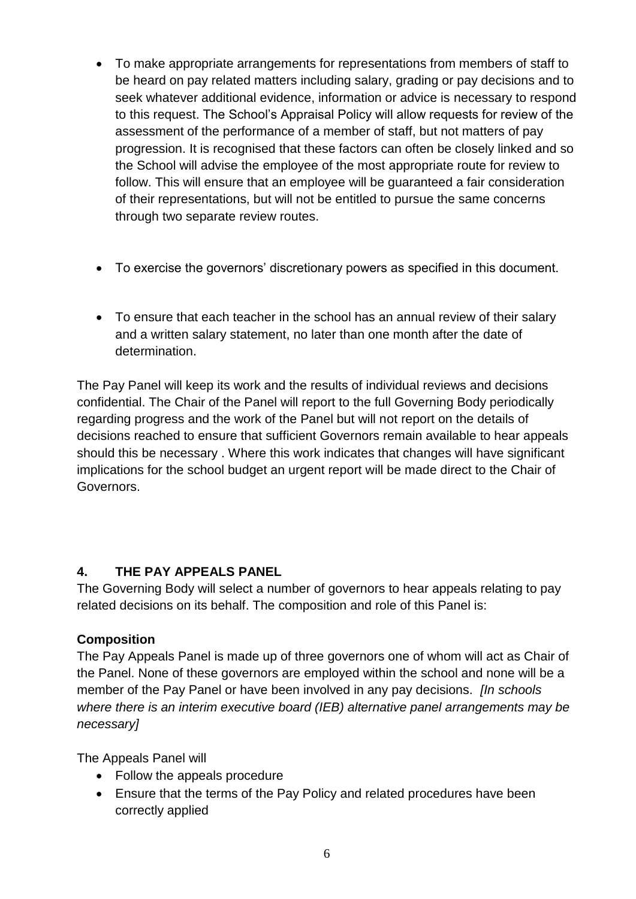- To make appropriate arrangements for representations from members of staff to be heard on pay related matters including salary, grading or pay decisions and to seek whatever additional evidence, information or advice is necessary to respond to this request. The School's Appraisal Policy will allow requests for review of the assessment of the performance of a member of staff, but not matters of pay progression. It is recognised that these factors can often be closely linked and so the School will advise the employee of the most appropriate route for review to follow. This will ensure that an employee will be guaranteed a fair consideration of their representations, but will not be entitled to pursue the same concerns through two separate review routes.

- To exercise the governors' discretionary powers as specified in this document.

- To ensure that each teacher in the school has an annual review of their salary and a written salary statement, no later than one month after the date of determination.

The Pay Panel will keep its work and the results of individual reviews and decisions confidential. The Chair of the Panel will report to the full Governing Body periodically regarding progress and the work of the Panel but will not report on the details of decisions reached to ensure that sufficient Governors remain available to hear appeals should this be necessary . Where this work indicates that changes will have significant implications for the school budget an urgent report will be made direct to the Chair of Governors.

## 4. THE PAY APPEALS PANEL

The Governing Body will select a number of governors to hear appeals relating to pay related decisions on its behalf. The composition and role of this Panel is:

**Composition**

The Pay Appeals Panel is made up of three governors one of whom will act as Chair of the Panel. None of these governors are employed within the school and none will be a member of the Pay Panel or have been involved in any pay decisions. *[In schools where there is an interim executive board (IEB) alternative panel arrangements may be necessary]*

The Appeals Panel will

- Follow the appeals procedure
- Ensure that the terms of the Pay Policy and related procedures have been correctly applied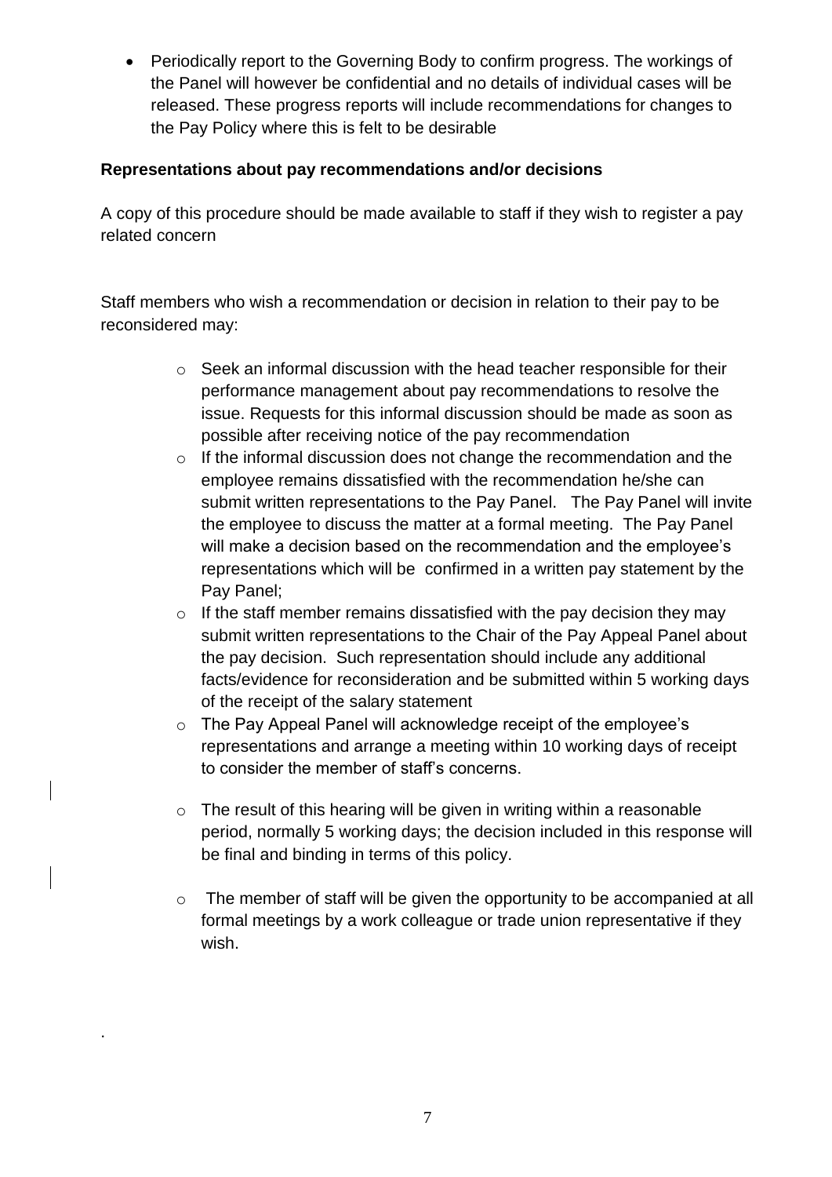- Periodically report to the Governing Body to confirm progress. The workings of the Panel will however be confidential and no details of individual cases will be released. These progress reports will include recommendations for changes to the Pay Policy where this is felt to be desirable

**Representations about pay recommendations and/or decisions**

A copy of this procedure should be made available to staff if they wish to register a pay related concern

Staff members who wish a recommendation or decision in relation to their pay to be reconsidered may:

- Seek an informal discussion with the head teacher responsible for their performance management about pay recommendations to resolve the issue. Requests for this informal discussion should be made as soon as possible after receiving notice of the pay recommendation
- If the informal discussion does not change the recommendation and the employee remains dissatisfied with the recommendation he/she can submit written representations to the Pay Panel. The Pay Panel will invite the employee to discuss the matter at a formal meeting. The Pay Panel will make a decision based on the recommendation and the employee's representations which will be confirmed in a written pay statement by the Pay Panel;
- If the staff member remains dissatisfied with the pay decision they may submit written representations to the Chair of the Pay Appeal Panel about the pay decision. Such representation should include any additional facts/evidence for reconsideration and be submitted within 5 working days of the receipt of the salary statement
- The Pay Appeal Panel will acknowledge receipt of the employee's representations and arrange a meeting within 10 working days of receipt to consider the member of staff's concerns.
- The result of this hearing will be given in writing within a reasonable period, normally 5 working days; the decision included in this response will be final and binding in terms of this policy.
- The member of staff will be given the opportunity to be accompanied at all formal meetings by a work colleague or trade union representative if they wish.

.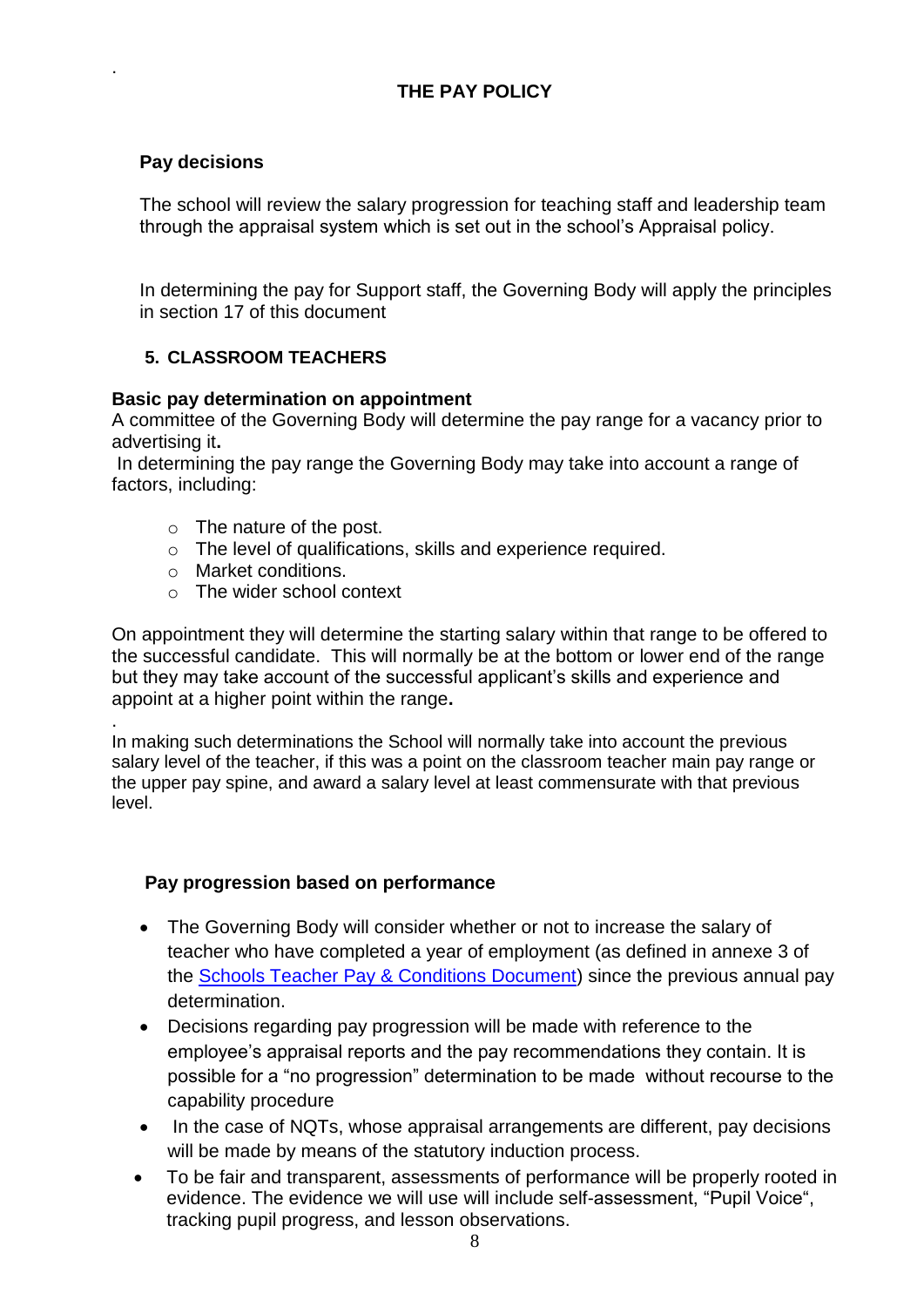## THE PAY POLICY

### Pay decisions

The school will review the salary progression for teaching staff and leadership team through the appraisal system which is set out in the school's Appraisal policy.

In determining the pay for Support staff, the Governing Body will apply the principles in section 17 of this document

## 5. CLASSROOM TEACHERS

### Basic pay determination on appointment

A committee of the Governing Body will determine the pay range for a vacancy prior to advertising it**.**

In determining the pay range the Governing Body may take into account a range of factors, including:

- The nature of the post.
- The level of qualifications, skills and experience required.
- Market conditions.
- The wider school context

On appointment they will determine the starting salary within that range to be offered to the successful candidate. This will normally be at the bottom or lower end of the range but they may take account of the successful applicant's skills and experience and appoint at a higher point within the range**.**

In making such determinations the School will normally take into account the previous salary level of the teacher, if this was a point on the classroom teacher main pay range or the upper pay spine, and award a salary level at least commensurate with that previous level.

### Pay progression based on performance

- The Governing Body will consider whether or not to increase the salary of teacher who have completed a year of employment (as defined in annexe 3 of the [Schools Teacher Pay & Conditions Document]) since the previous annual pay determination.
- Decisions regarding pay progression will be made with reference to the employee's appraisal reports and the pay recommendations they contain. It is possible for a "no progression" determination to be made without recourse to the capability procedure
- In the case of NQTs, whose appraisal arrangements are different, pay decisions will be made by means of the statutory induction process.
- To be fair and transparent, assessments of performance will be properly rooted in evidence. The evidence we will use will include self-assessment, "Pupil Voice", tracking pupil progress, and lesson observations.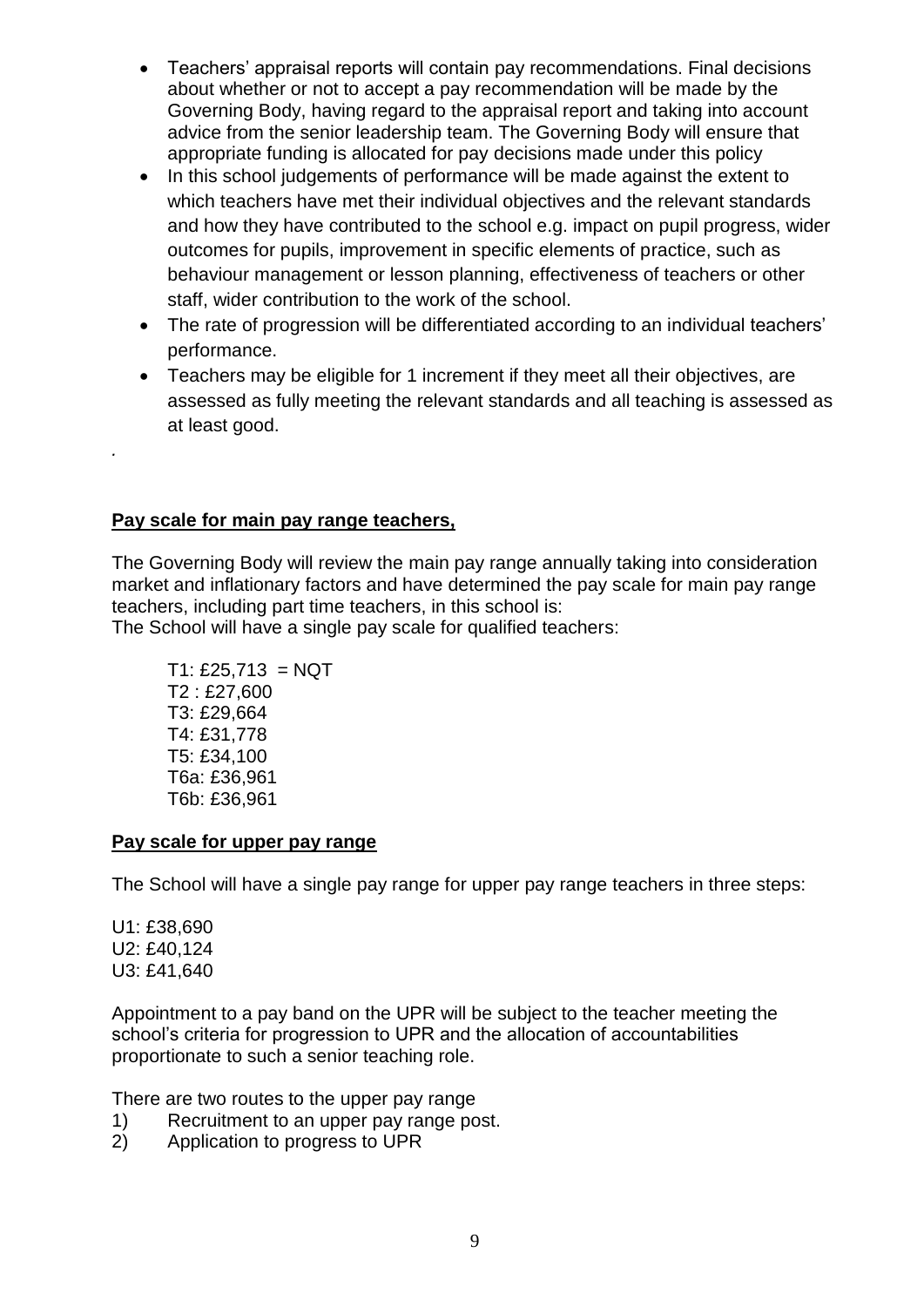- Teachers' appraisal reports will contain pay recommendations. Final decisions about whether or not to accept a pay recommendation will be made by the Governing Body, having regard to the appraisal report and taking into account advice from the senior leadership team. The Governing Body will ensure that appropriate funding is allocated for pay decisions made under this policy
- In this school judgements of performance will be made against the extent to which teachers have met their individual objectives and the relevant standards and how they have contributed to the school e.g. impact on pupil progress, wider outcomes for pupils, improvement in specific elements of practice, such as behaviour management or lesson planning, effectiveness of teachers or other staff, wider contribution to the work of the school.
- The rate of progression will be differentiated according to an individual teachers' performance.
- Teachers may be eligible for 1 increment if they meet all their objectives, are assessed as fully meeting the relevant standards and all teaching is assessed as at least good.

.

**Pay scale for main pay range teachers,**

The Governing Body will review the main pay range annually taking into consideration market and inflationary factors and have determined the pay scale for main pay range teachers, including part time teachers, in this school is:
The School will have a single pay scale for qualified teachers:

T1: £25,713 = NQT
T2 : £27,600
T3: £29,664
T4: £31,778
T5: £34,100
T6a: £36,961
T6b: £36,961

**Pay scale for upper pay range**

The School will have a single pay range for upper pay range teachers in three steps:

U1: £38,690
U2: £40,124
U3: £41,640

Appointment to a pay band on the UPR will be subject to the teacher meeting the school's criteria for progression to UPR and the allocation of accountabilities proportionate to such a senior teaching role.

There are two routes to the upper pay range

1) Recruitment to an upper pay range post.
2) Application to progress to UPR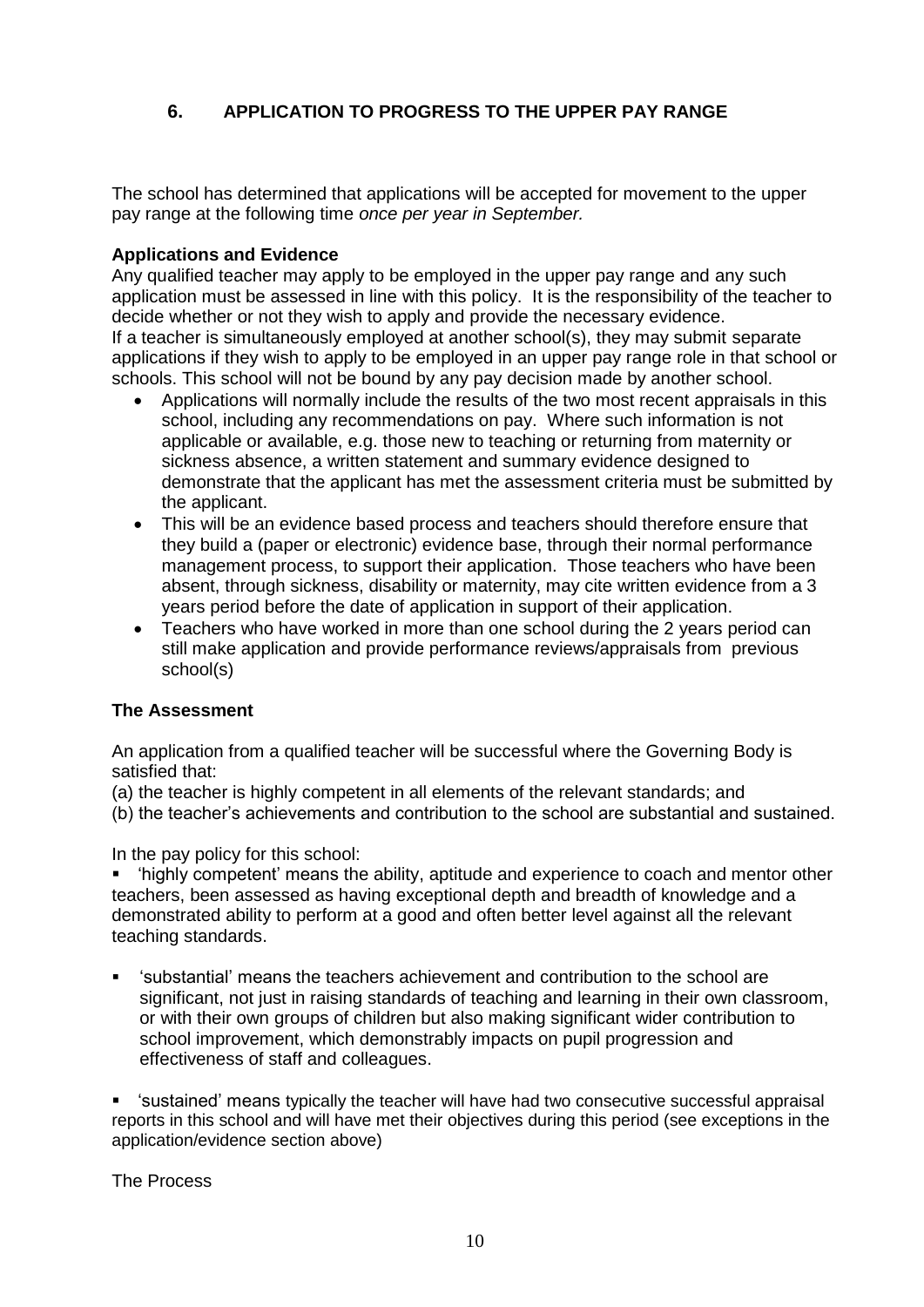## 6. APPLICATION TO PROGRESS TO THE UPPER PAY RANGE

The school has determined that applications will be accepted for movement to the upper pay range at the following time *once per year in September.*

**Applications and Evidence**

Any qualified teacher may apply to be employed in the upper pay range and any such application must be assessed in line with this policy. It is the responsibility of the teacher to decide whether or not they wish to apply and provide the necessary evidence.
If a teacher is simultaneously employed at another school(s), they may submit separate applications if they wish to apply to be employed in an upper pay range role in that school or schools. This school will not be bound by any pay decision made by another school.

- Applications will normally include the results of the two most recent appraisals in this school, including any recommendations on pay. Where such information is not applicable or available, e.g. those new to teaching or returning from maternity or sickness absence, a written statement and summary evidence designed to demonstrate that the applicant has met the assessment criteria must be submitted by the applicant.
- This will be an evidence based process and teachers should therefore ensure that they build a (paper or electronic) evidence base, through their normal performance management process, to support their application. Those teachers who have been absent, through sickness, disability or maternity, may cite written evidence from a 3 years period before the date of application in support of their application.
- Teachers who have worked in more than one school during the 2 years period can still make application and provide performance reviews/appraisals from previous school(s)

**The Assessment**

An application from a qualified teacher will be successful where the Governing Body is satisfied that:

(a) the teacher is highly competent in all elements of the relevant standards; and
(b) the teacher's achievements and contribution to the school are substantial and sustained.

In the pay policy for this school:

- 'highly competent' means the ability, aptitude and experience to coach and mentor other teachers, been assessed as having exceptional depth and breadth of knowledge and a demonstrated ability to perform at a good and often better level against all the relevant teaching standards.
- 'substantial' means the teachers achievement and contribution to the school are significant, not just in raising standards of teaching and learning in their own classroom, or with their own groups of children but also making significant wider contribution to school improvement, which demonstrably impacts on pupil progression and effectiveness of staff and colleagues.
- 'sustained' means typically the teacher will have had two consecutive successful appraisal reports in this school and will have met their objectives during this period (see exceptions in the application/evidence section above)

The Process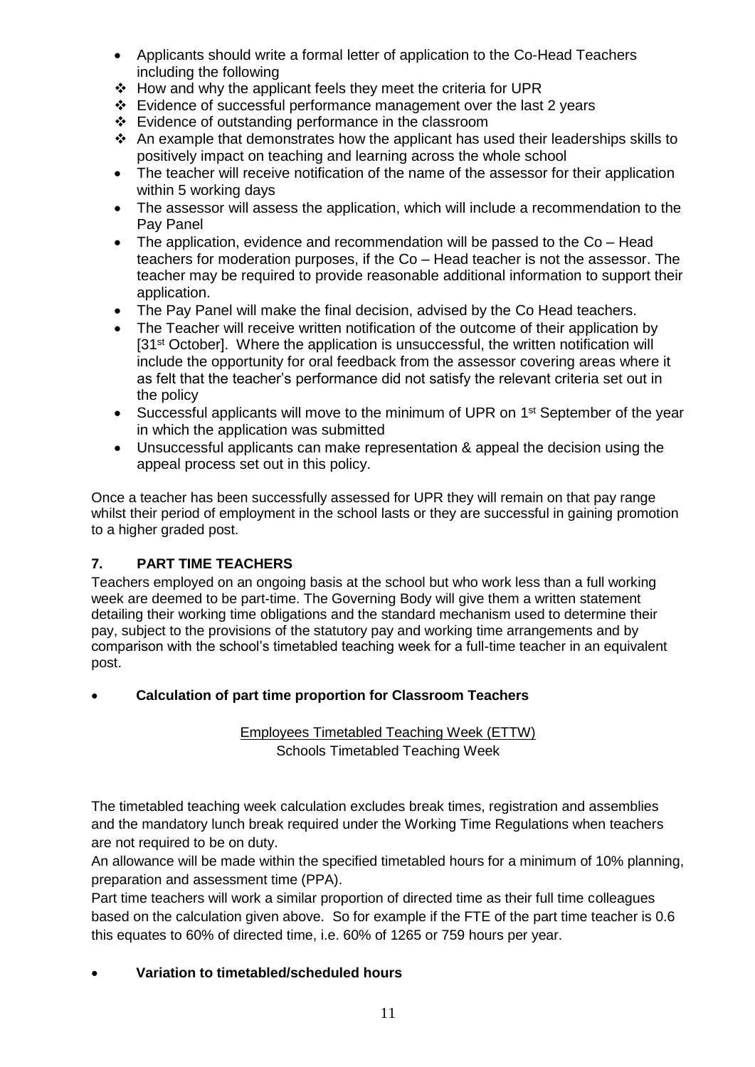- Applicants should write a formal letter of application to the Co-Head Teachers including the following
  - How and why the applicant feels they meet the criteria for UPR
  - Evidence of successful performance management over the last 2 years
  - Evidence of outstanding performance in the classroom
  - An example that demonstrates how the applicant has used their leaderships skills to positively impact on teaching and learning across the whole school
- The teacher will receive notification of the name of the assessor for their application within 5 working days
- The assessor will assess the application, which will include a recommendation to the Pay Panel
- The application, evidence and recommendation will be passed to the Co – Head teachers for moderation purposes, if the Co – Head teacher is not the assessor. The teacher may be required to provide reasonable additional information to support their application.
- The Pay Panel will make the final decision, advised by the Co Head teachers.
- The Teacher will receive written notification of the outcome of their application by [31st October]. Where the application is unsuccessful, the written notification will include the opportunity for oral feedback from the assessor covering areas where it as felt that the teacher's performance did not satisfy the relevant criteria set out in the policy
- Successful applicants will move to the minimum of UPR on 1st September of the year in which the application was submitted
- Unsuccessful applicants can make representation & appeal the decision using the appeal process set out in this policy.

Once a teacher has been successfully assessed for UPR they will remain on that pay range whilst their period of employment in the school lasts or they are successful in gaining promotion to a higher graded post.

## 7. PART TIME TEACHERS

Teachers employed on an ongoing basis at the school but who work less than a full working week are deemed to be part-time. The Governing Body will give them a written statement detailing their working time obligations and the standard mechanism used to determine their pay, subject to the provisions of the statutory pay and working time arrangements and by comparison with the school's timetabled teaching week for a full-time teacher in an equivalent post.

- **Calculation of part time proportion for Classroom Teachers**

$$\frac{\text{Employees Timetabled Teaching Week (ETTW)}}{\text{Schools Timetabled Teaching Week}}$$

The timetabled teaching week calculation excludes break times, registration and assemblies and the mandatory lunch break required under the Working Time Regulations when teachers are not required to be on duty.

An allowance will be made within the specified timetabled hours for a minimum of 10% planning, preparation and assessment time (PPA).

Part time teachers will work a similar proportion of directed time as their full time colleagues based on the calculation given above. So for example if the FTE of the part time teacher is 0.6 this equates to 60% of directed time, i.e. 60% of 1265 or 759 hours per year.

- **Variation to timetabled/scheduled hours**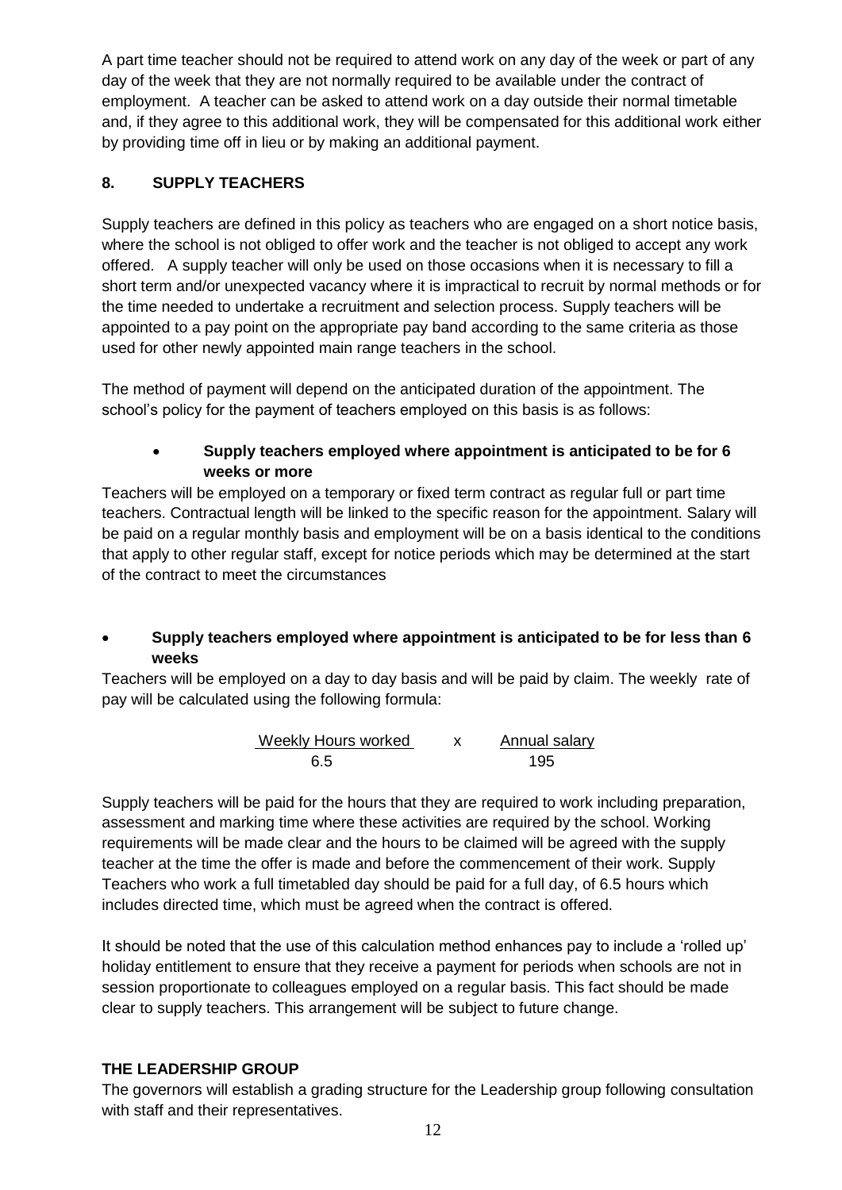A part time teacher should not be required to attend work on any day of the week or part of any day of the week that they are not normally required to be available under the contract of employment. A teacher can be asked to attend work on a day outside their normal timetable and, if they agree to this additional work, they will be compensated for this additional work either by providing time off in lieu or by making an additional payment.

## 8. SUPPLY TEACHERS

Supply teachers are defined in this policy as teachers who are engaged on a short notice basis, where the school is not obliged to offer work and the teacher is not obliged to accept any work offered. A supply teacher will only be used on those occasions when it is necessary to fill a short term and/or unexpected vacancy where it is impractical to recruit by normal methods or for the time needed to undertake a recruitment and selection process. Supply teachers will be appointed to a pay point on the appropriate pay band according to the same criteria as those used for other newly appointed main range teachers in the school.

The method of payment will depend on the anticipated duration of the appointment. The school's policy for the payment of teachers employed on this basis is as follows:

- **Supply teachers employed where appointment is anticipated to be for 6 weeks or more**

Teachers will be employed on a temporary or fixed term contract as regular full or part time teachers. Contractual length will be linked to the specific reason for the appointment. Salary will be paid on a regular monthly basis and employment will be on a basis identical to the conditions that apply to other regular staff, except for notice periods which may be determined at the start of the contract to meet the circumstances

- **Supply teachers employed where appointment is anticipated to be for less than 6 weeks**

Teachers will be employed on a day to day basis and will be paid by claim. The weekly rate of pay will be calculated using the following formula:

$$\frac{\text{Weekly Hours worked}}{6.5} \quad x \quad \frac{\text{Annual salary}}{195}$$

Supply teachers will be paid for the hours that they are required to work including preparation, assessment and marking time where these activities are required by the school. Working requirements will be made clear and the hours to be claimed will be agreed with the supply teacher at the time the offer is made and before the commencement of their work. Supply Teachers who work a full timetabled day should be paid for a full day, of 6.5 hours which includes directed time, which must be agreed when the contract is offered.

It should be noted that the use of this calculation method enhances pay to include a 'rolled up' holiday entitlement to ensure that they receive a payment for periods when schools are not in session proportionate to colleagues employed on a regular basis. This fact should be made clear to supply teachers. This arrangement will be subject to future change.

## THE LEADERSHIP GROUP

The governors will establish a grading structure for the Leadership group following consultation with staff and their representatives.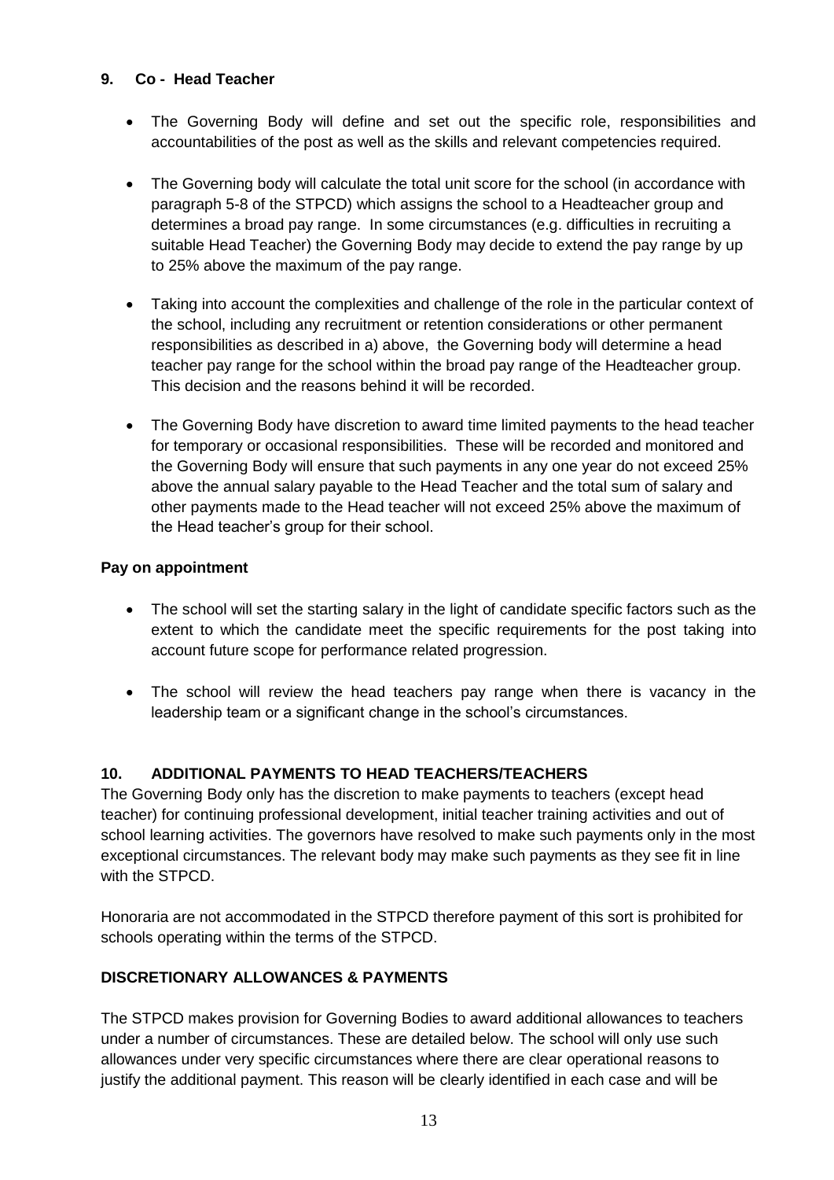## 9. Co - Head Teacher

- The Governing Body will define and set out the specific role, responsibilities and accountabilities of the post as well as the skills and relevant competencies required.
- The Governing body will calculate the total unit score for the school (in accordance with paragraph 5-8 of the STPCD) which assigns the school to a Headteacher group and determines a broad pay range. In some circumstances (e.g. difficulties in recruiting a suitable Head Teacher) the Governing Body may decide to extend the pay range by up to 25% above the maximum of the pay range.
- Taking into account the complexities and challenge of the role in the particular context of the school, including any recruitment or retention considerations or other permanent responsibilities as described in a) above, the Governing body will determine a head teacher pay range for the school within the broad pay range of the Headteacher group. This decision and the reasons behind it will be recorded.
- The Governing Body have discretion to award time limited payments to the head teacher for temporary or occasional responsibilities. These will be recorded and monitored and the Governing Body will ensure that such payments in any one year do not exceed 25% above the annual salary payable to the Head Teacher and the total sum of salary and other payments made to the Head teacher will not exceed 25% above the maximum of the Head teacher's group for their school.

### Pay on appointment

- The school will set the starting salary in the light of candidate specific factors such as the extent to which the candidate meet the specific requirements for the post taking into account future scope for performance related progression.
- The school will review the head teachers pay range when there is vacancy in the leadership team or a significant change in the school's circumstances.

## 10. ADDITIONAL PAYMENTS TO HEAD TEACHERS/TEACHERS

The Governing Body only has the discretion to make payments to teachers (except head teacher) for continuing professional development, initial teacher training activities and out of school learning activities. The governors have resolved to make such payments only in the most exceptional circumstances. The relevant body may make such payments as they see fit in line with the STPCD.

Honoraria are not accommodated in the STPCD therefore payment of this sort is prohibited for schools operating within the terms of the STPCD.

### DISCRETIONARY ALLOWANCES & PAYMENTS

The STPCD makes provision for Governing Bodies to award additional allowances to teachers under a number of circumstances. These are detailed below. The school will only use such allowances under very specific circumstances where there are clear operational reasons to justify the additional payment. This reason will be clearly identified in each case and will be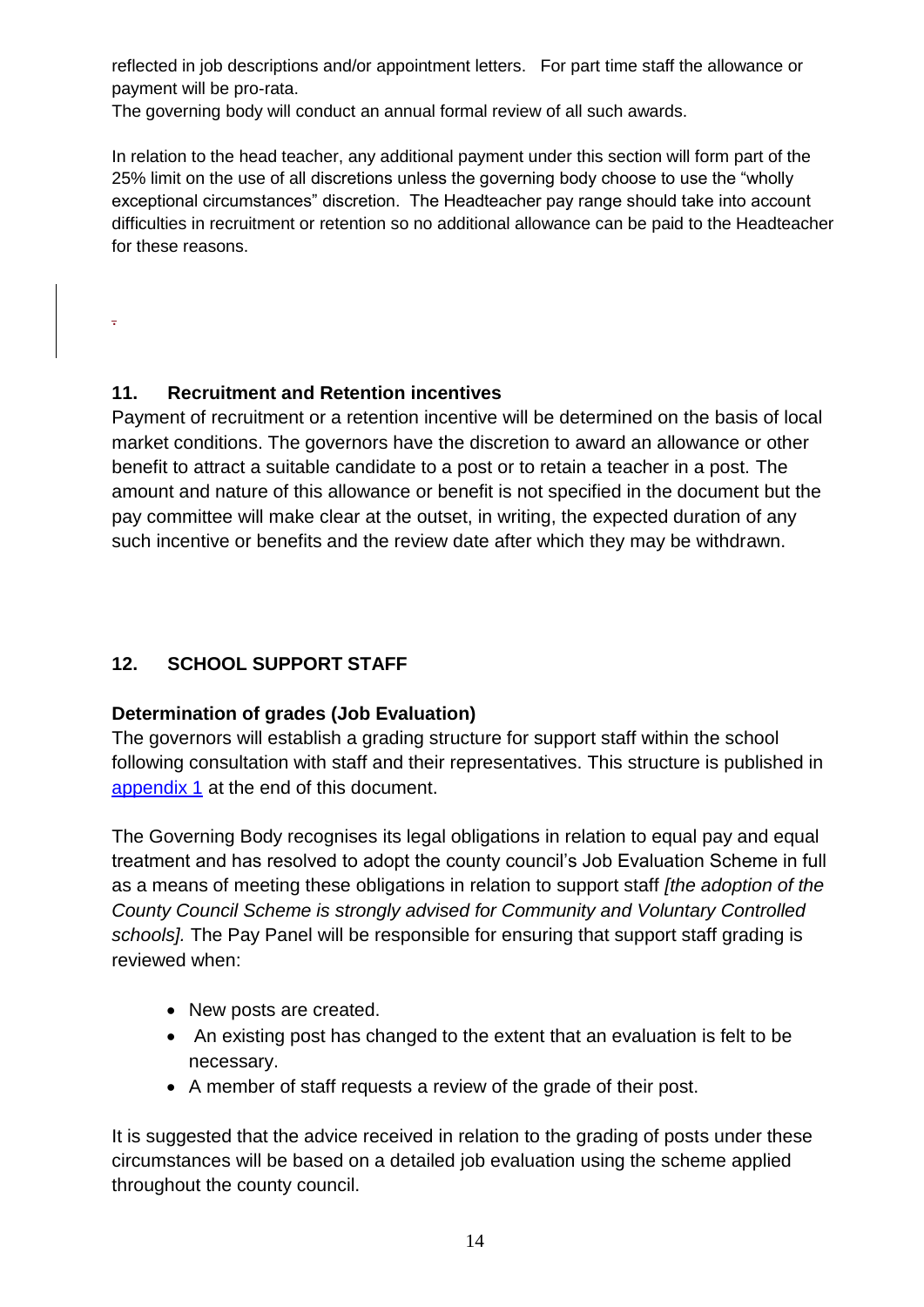reflected in job descriptions and/or appointment letters. For part time staff the allowance or payment will be pro-rata.
The governing body will conduct an annual formal review of all such awards.

In relation to the head teacher, any additional payment under this section will form part of the 25% limit on the use of all discretions unless the governing body choose to use the "wholly exceptional circumstances" discretion. The Headteacher pay range should take into account difficulties in recruitment or retention so no additional allowance can be paid to the Headteacher for these reasons.

## 11. Recruitment and Retention incentives

Payment of recruitment or a retention incentive will be determined on the basis of local market conditions. The governors have the discretion to award an allowance or other benefit to attract a suitable candidate to a post or to retain a teacher in a post. The amount and nature of this allowance or benefit is not specified in the document but the pay committee will make clear at the outset, in writing, the expected duration of any such incentive or benefits and the review date after which they may be withdrawn.

## 12. SCHOOL SUPPORT STAFF

### Determination of grades (Job Evaluation)

The governors will establish a grading structure for support staff within the school following consultation with staff and their representatives. This structure is published in appendix 1 at the end of this document.

The Governing Body recognises its legal obligations in relation to equal pay and equal treatment and has resolved to adopt the county council's Job Evaluation Scheme in full as a means of meeting these obligations in relation to support staff *[the adoption of the County Council Scheme is strongly advised for Community and Voluntary Controlled schools].* The Pay Panel will be responsible for ensuring that support staff grading is reviewed when:

- New posts are created.
- An existing post has changed to the extent that an evaluation is felt to be necessary.
- A member of staff requests a review of the grade of their post.

It is suggested that the advice received in relation to the grading of posts under these circumstances will be based on a detailed job evaluation using the scheme applied throughout the county council.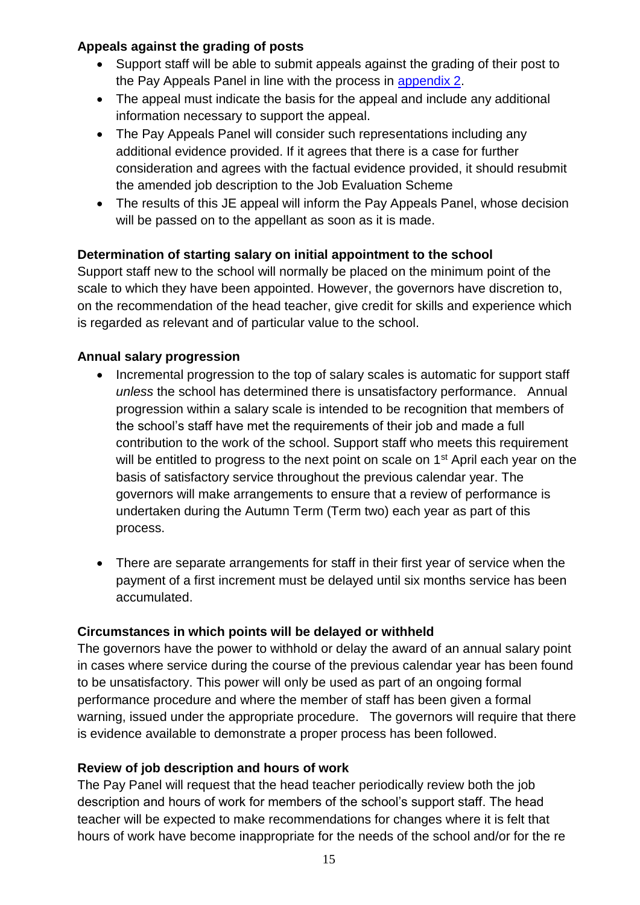**Appeals against the grading of posts**

- Support staff will be able to submit appeals against the grading of their post to the Pay Appeals Panel in line with the process in appendix 2.
- The appeal must indicate the basis for the appeal and include any additional information necessary to support the appeal.
- The Pay Appeals Panel will consider such representations including any additional evidence provided. If it agrees that there is a case for further consideration and agrees with the factual evidence provided, it should resubmit the amended job description to the Job Evaluation Scheme
- The results of this JE appeal will inform the Pay Appeals Panel, whose decision will be passed on to the appellant as soon as it is made.

**Determination of starting salary on initial appointment to the school**

Support staff new to the school will normally be placed on the minimum point of the scale to which they have been appointed. However, the governors have discretion to, on the recommendation of the head teacher, give credit for skills and experience which is regarded as relevant and of particular value to the school.

**Annual salary progression**

- Incremental progression to the top of salary scales is automatic for support staff *unless* the school has determined there is unsatisfactory performance. Annual progression within a salary scale is intended to be recognition that members of the school's staff have met the requirements of their job and made a full contribution to the work of the school. Support staff who meets this requirement will be entitled to progress to the next point on scale on 1st April each year on the basis of satisfactory service throughout the previous calendar year. The governors will make arrangements to ensure that a review of performance is undertaken during the Autumn Term (Term two) each year as part of this process.

- There are separate arrangements for staff in their first year of service when the payment of a first increment must be delayed until six months service has been accumulated.

**Circumstances in which points will be delayed or withheld**

The governors have the power to withhold or delay the award of an annual salary point in cases where service during the course of the previous calendar year has been found to be unsatisfactory. This power will only be used as part of an ongoing formal performance procedure and where the member of staff has been given a formal warning, issued under the appropriate procedure. The governors will require that there is evidence available to demonstrate a proper process has been followed.

**Review of job description and hours of work**

The Pay Panel will request that the head teacher periodically review both the job description and hours of work for members of the school's support staff. The head teacher will be expected to make recommendations for changes where it is felt that hours of work have become inappropriate for the needs of the school and/or for the re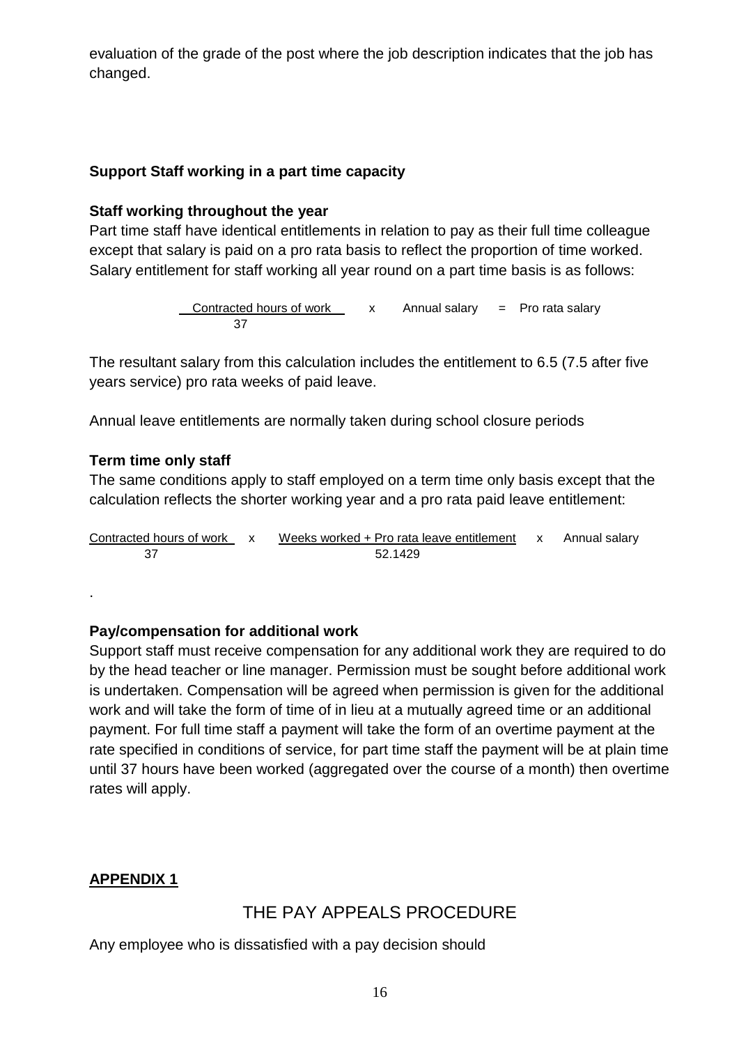evaluation of the grade of the post where the job description indicates that the job has changed.

### Support Staff working in a part time capacity

**Staff working throughout the year**

Part time staff have identical entitlements in relation to pay as their full time colleague except that salary is paid on a pro rata basis to reflect the proportion of time worked. Salary entitlement for staff working all year round on a part time basis is as follows:

$$\frac{\text{Contracted hours of work}}{37} \times \text{Annual salary} = \text{Pro rata salary}$$

The resultant salary from this calculation includes the entitlement to 6.5 (7.5 after five years service) pro rata weeks of paid leave.

Annual leave entitlements are normally taken during school closure periods

**Term time only staff**

The same conditions apply to staff employed on a term time only basis except that the calculation reflects the shorter working year and a pro rata paid leave entitlement:

$$\frac{\text{Contracted hours of work}}{37} \times \frac{\text{Weeks worked + Pro rata leave entitlement}}{52.1429} \times \text{Annual salary}$$

.

**Pay/compensation for additional work**

Support staff must receive compensation for any additional work they are required to do by the head teacher or line manager. Permission must be sought before additional work is undertaken. Compensation will be agreed when permission is given for the additional work and will take the form of time of in lieu at a mutually agreed time or an additional payment. For full time staff a payment will take the form of an overtime payment at the rate specified in conditions of service, for part time staff the payment will be at plain time until 37 hours have been worked (aggregated over the course of a month) then overtime rates will apply.

**APPENDIX 1**

## THE PAY APPEALS PROCEDURE

Any employee who is dissatisfied with a pay decision should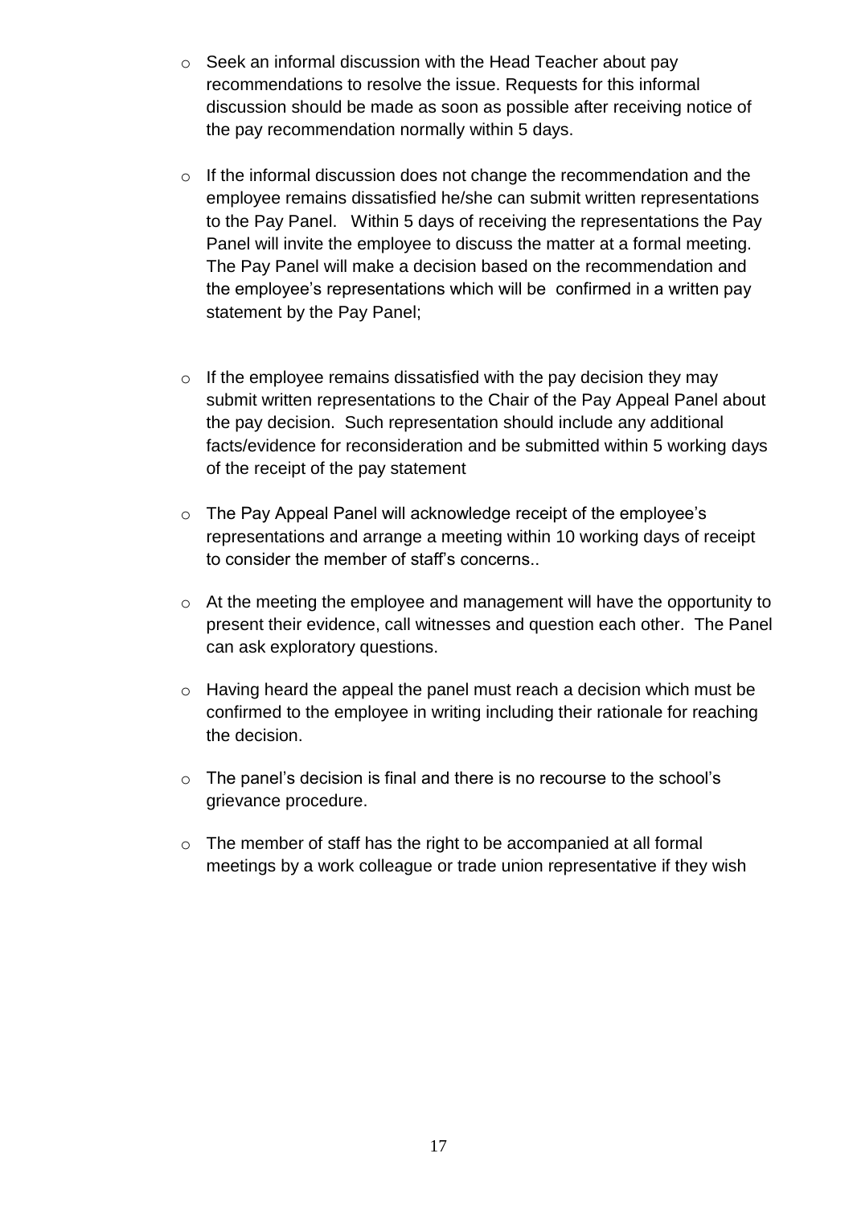- Seek an informal discussion with the Head Teacher about pay recommendations to resolve the issue. Requests for this informal discussion should be made as soon as possible after receiving notice of the pay recommendation normally within 5 days.

- If the informal discussion does not change the recommendation and the employee remains dissatisfied he/she can submit written representations to the Pay Panel. Within 5 days of receiving the representations the Pay Panel will invite the employee to discuss the matter at a formal meeting. The Pay Panel will make a decision based on the recommendation and the employee's representations which will be confirmed in a written pay statement by the Pay Panel;

- If the employee remains dissatisfied with the pay decision they may submit written representations to the Chair of the Pay Appeal Panel about the pay decision. Such representation should include any additional facts/evidence for reconsideration and be submitted within 5 working days of the receipt of the pay statement

- The Pay Appeal Panel will acknowledge receipt of the employee's representations and arrange a meeting within 10 working days of receipt to consider the member of staff's concerns..

- At the meeting the employee and management will have the opportunity to present their evidence, call witnesses and question each other. The Panel can ask exploratory questions.

- Having heard the appeal the panel must reach a decision which must be confirmed to the employee in writing including their rationale for reaching the decision.

- The panel's decision is final and there is no recourse to the school's grievance procedure.

- The member of staff has the right to be accompanied at all formal meetings by a work colleague or trade union representative if they wish